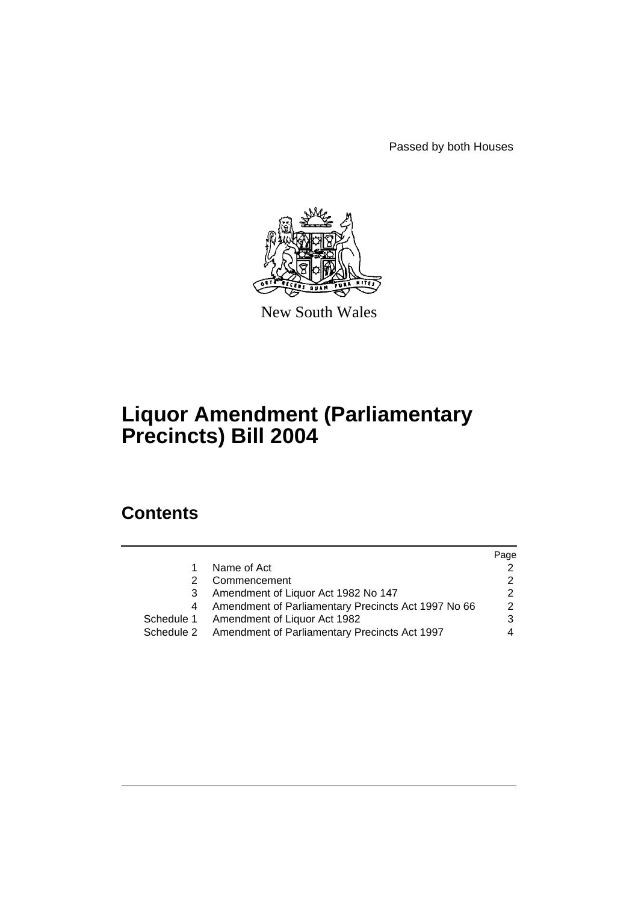Passed by both Houses

New South Wales

# Liquor Amendment (Parliamentary Precincts) Bill 2004

## Contents

| | | Page |
|---|---|---|
| 1 | Name of Act | 2 |
| 2 | Commencement | 2 |
| 3 | Amendment of Liquor Act 1982 No 147 | 2 |
| 4 | Amendment of Parliamentary Precincts Act 1997 No 66 | 2 |
| Schedule 1 | Amendment of Liquor Act 1982 | 3 |
| Schedule 2 | Amendment of Parliamentary Precincts Act 1997 | 4 |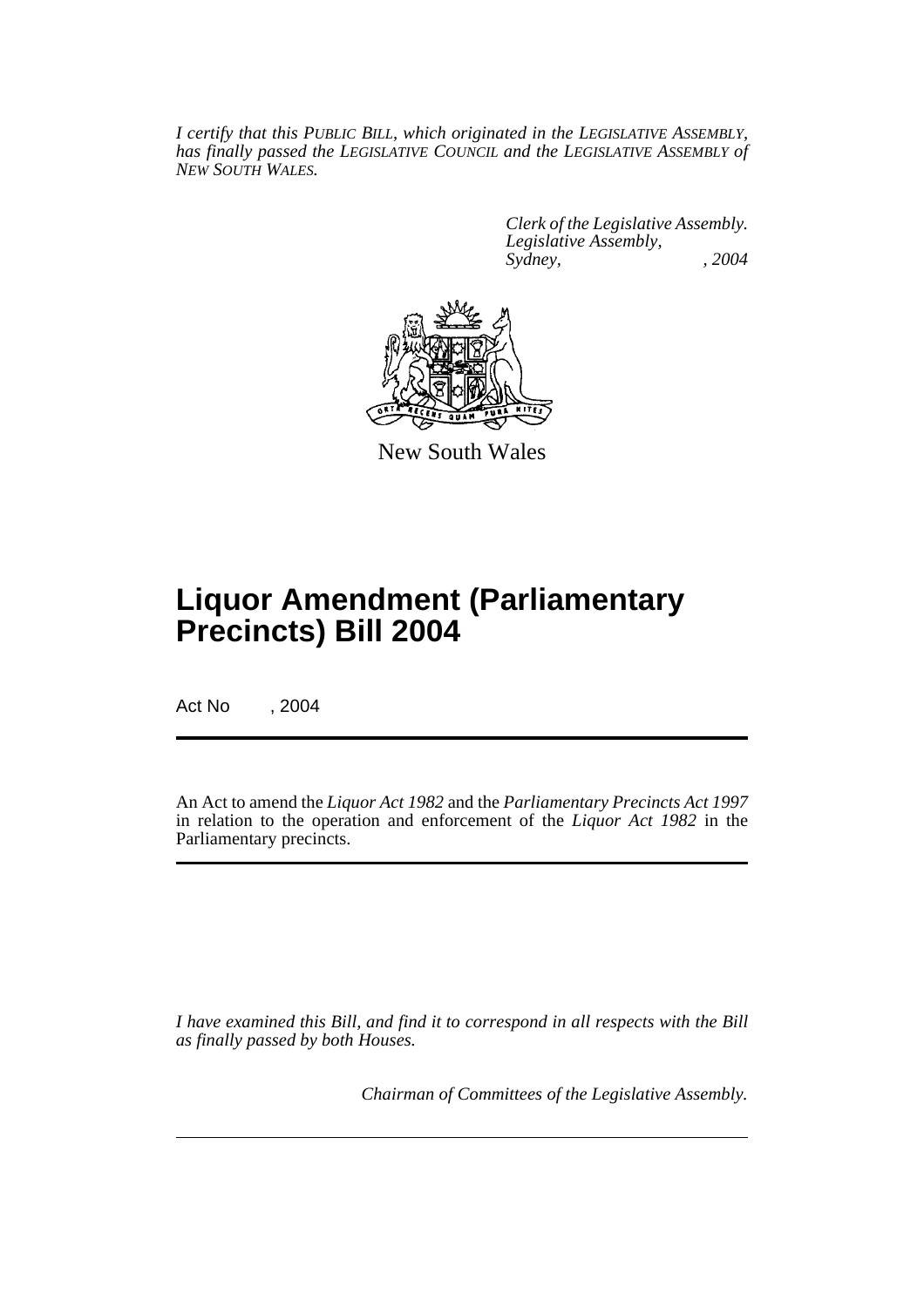*I certify that this PUBLIC BILL, which originated in the LEGISLATIVE ASSEMBLY, has finally passed the LEGISLATIVE COUNCIL and the LEGISLATIVE ASSEMBLY of NEW SOUTH WALES.*

*Clerk of the Legislative Assembly.*
*Legislative Assembly,*
*Sydney, , 2004*

New South Wales

# Liquor Amendment (Parliamentary Precincts) Bill 2004

Act No , 2004

An Act to amend the *Liquor Act 1982* and the *Parliamentary Precincts Act 1997* in relation to the operation and enforcement of the *Liquor Act 1982* in the Parliamentary precincts.

*I have examined this Bill, and find it to correspond in all respects with the Bill as finally passed by both Houses.*

*Chairman of Committees of the Legislative Assembly.*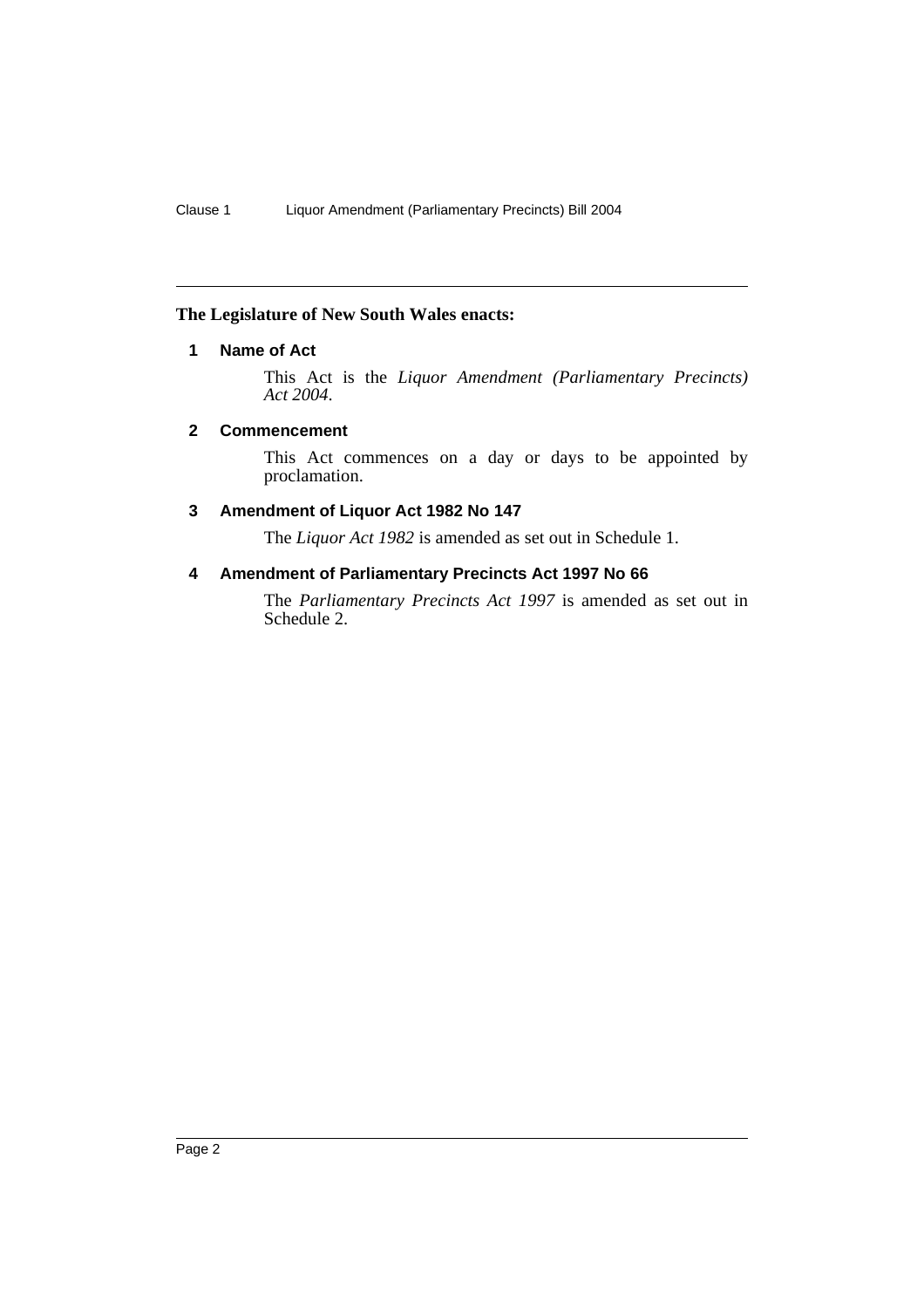**The Legislature of New South Wales enacts:**

**1 Name of Act**

This Act is the *Liquor Amendment (Parliamentary Precincts) Act 2004*.

**2 Commencement**

This Act commences on a day or days to be appointed by proclamation.

**3 Amendment of Liquor Act 1982 No 147**

The *Liquor Act 1982* is amended as set out in Schedule 1.

**4 Amendment of Parliamentary Precincts Act 1997 No 66**

The *Parliamentary Precincts Act 1997* is amended as set out in Schedule 2.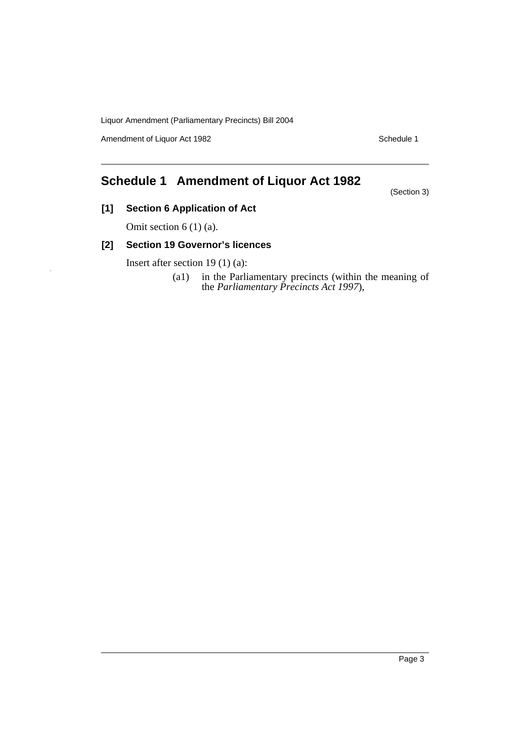# Schedule 1 Amendment of Liquor Act 1982

(Section 3)

### [1] Section 6 Application of Act

Omit section 6 (1) (a).

### [2] Section 19 Governor's licences

Insert after section 19 (1) (a):

(a1) in the Parliamentary precincts (within the meaning of the *Parliamentary Precincts Act 1997*),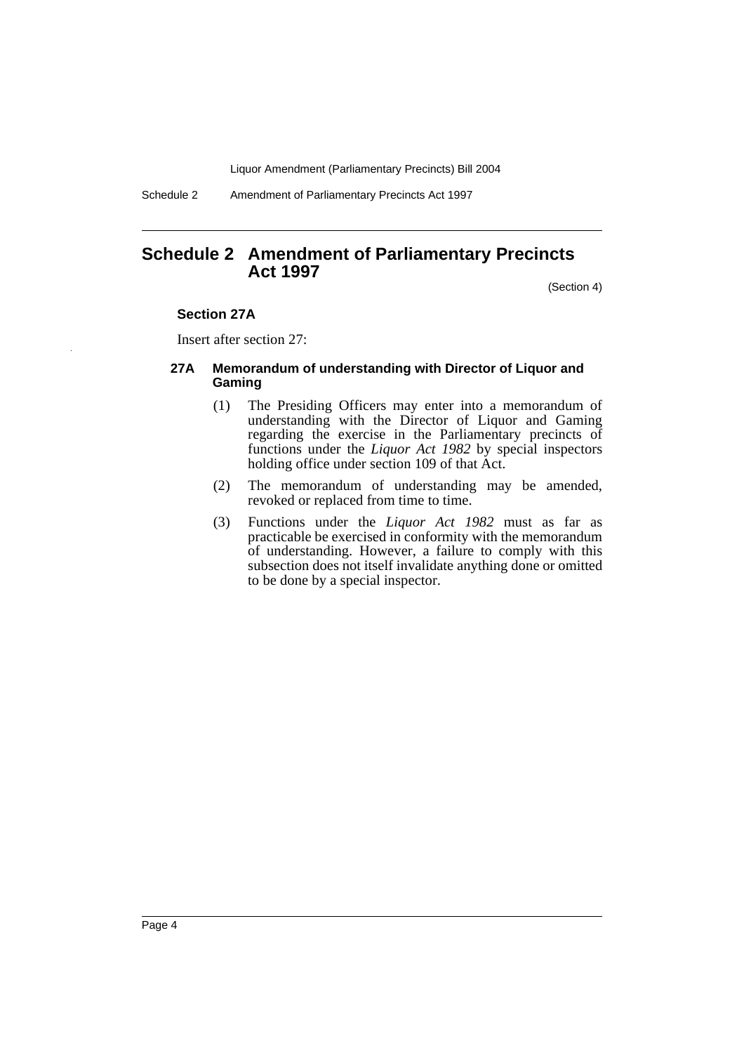## Schedule 2 Amendment of Parliamentary Precincts Act 1997

(Section 4)

**Section 27A**

Insert after section 27:

**27A Memorandum of understanding with Director of Liquor and Gaming**

(1) The Presiding Officers may enter into a memorandum of understanding with the Director of Liquor and Gaming regarding the exercise in the Parliamentary precincts of functions under the *Liquor Act 1982* by special inspectors holding office under section 109 of that Act.

(2) The memorandum of understanding may be amended, revoked or replaced from time to time.

(3) Functions under the *Liquor Act 1982* must as far as practicable be exercised in conformity with the memorandum of understanding. However, a failure to comply with this subsection does not itself invalidate anything done or omitted to be done by a special inspector.